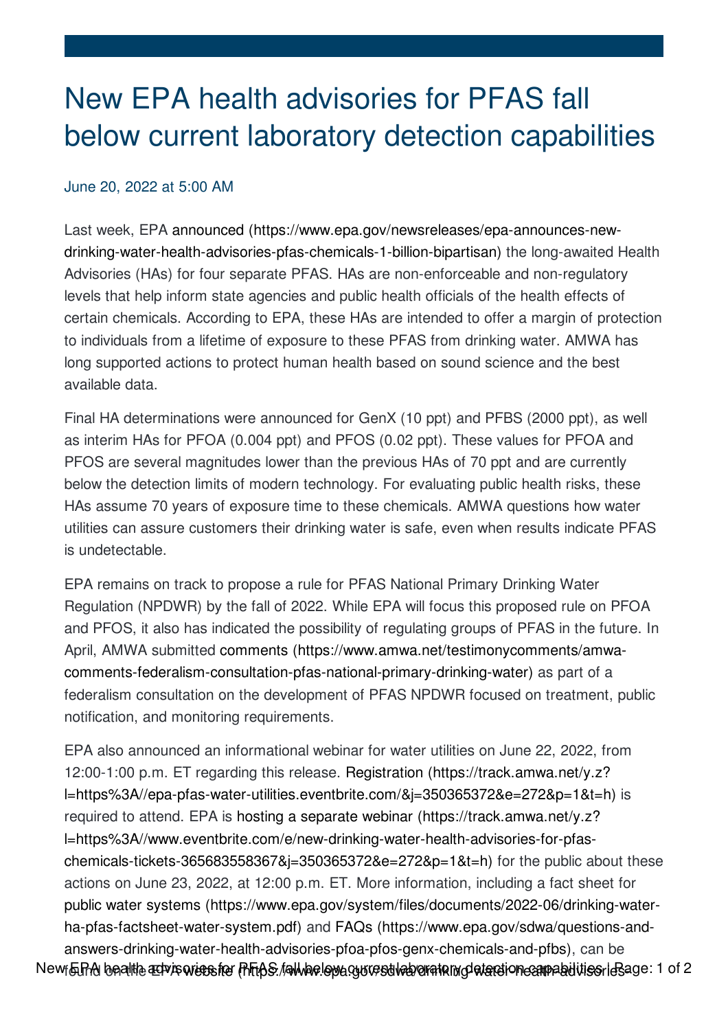# New EPA health advisories for PFAS fall below current laboratory detection capabilities

June 20, 2022 at 5:00 AM

Last week, EPA announced (https://www.epa.gov/newsreleases/epa-announces-new-drinking-water-health-advisories-pfas-chemicals-1-billion-bipartisan) the long-awaited Health Advisories (HAs) for four separate PFAS. HAs are non-enforceable and non-regulatory levels that help inform state agencies and public health officials of the health effects of certain chemicals. According to EPA, these HAs are intended to offer a margin of protection to individuals from a lifetime of exposure to these PFAS from drinking water. AMWA has long supported actions to protect human health based on sound science and the best available data.

Final HA determinations were announced for GenX (10 ppt) and PFBS (2000 ppt), as well as interim HAs for PFOA (0.004 ppt) and PFOS (0.02 ppt). These values for PFOA and PFOS are several magnitudes lower than the previous HAs of 70 ppt and are currently below the detection limits of modern technology. For evaluating public health risks, these HAs assume 70 years of exposure time to these chemicals. AMWA questions how water utilities can assure customers their drinking water is safe, even when results indicate PFAS is undetectable.

EPA remains on track to propose a rule for PFAS National Primary Drinking Water Regulation (NPDWR) by the fall of 2022. While EPA will focus this proposed rule on PFOA and PFOS, it also has indicated the possibility of regulating groups of PFAS in the future. In April, AMWA submitted comments (https://www.amwa.net/testimonycomments/amwa-comments-federalism-consultation-pfas-national-primary-drinking-water) as part of a federalism consultation on the development of PFAS NPDWR focused on treatment, public notification, and monitoring requirements.

EPA also announced an informational webinar for water utilities on June 22, 2022, from 12:00-1:00 p.m. ET regarding this release. Registration (https://track.amwa.net/y.z?l=https%3A//epa-pfas-water-utilities.eventbrite.com/&j=350365372&e=272&p=1&t=h) is required to attend. EPA is hosting a separate webinar (https://track.amwa.net/y.z?l=https%3A//www.eventbrite.com/e/new-drinking-water-health-advisories-for-pfas-chemicals-tickets-365683558367&j=350365372&e=272&p=1&t=h) for the public about these actions on June 23, 2022, at 12:00 p.m. ET. More information, including a fact sheet for public water systems (https://www.epa.gov/system/files/documents/2022-06/drinking-water-ha-pfas-factsheet-water-system.pdf) and FAQs (https://www.epa.gov/sdwa/questions-and-answers-drinking-water-health-advisories-pfoa-pfos-genx-chemicals-and-pfbs), can be found on the EPA website (https://www.epa.gov/sdwa/drinking-water-health-advisories-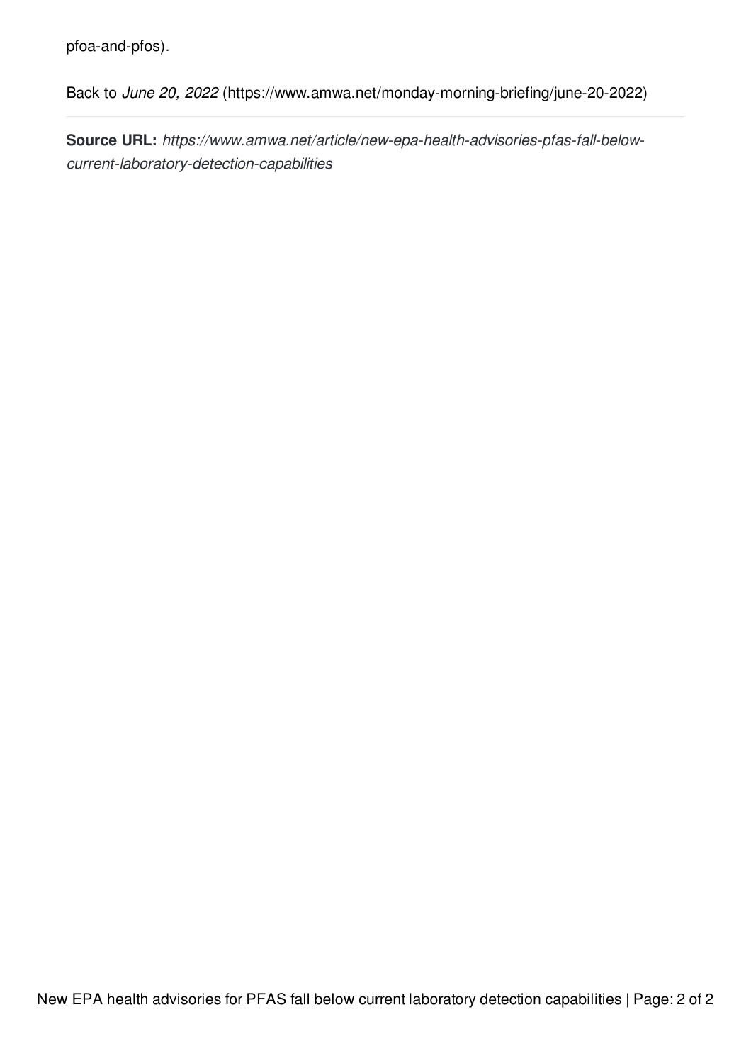pfoa-and-pfos).

Back to *June 20, 2022* (https://www.amwa.net/monday-morning-briefing/june-20-2022)

---

**Source URL:** *https://www.amwa.net/article/new-epa-health-advisories-pfas-fall-below-current-laboratory-detection-capabilities*